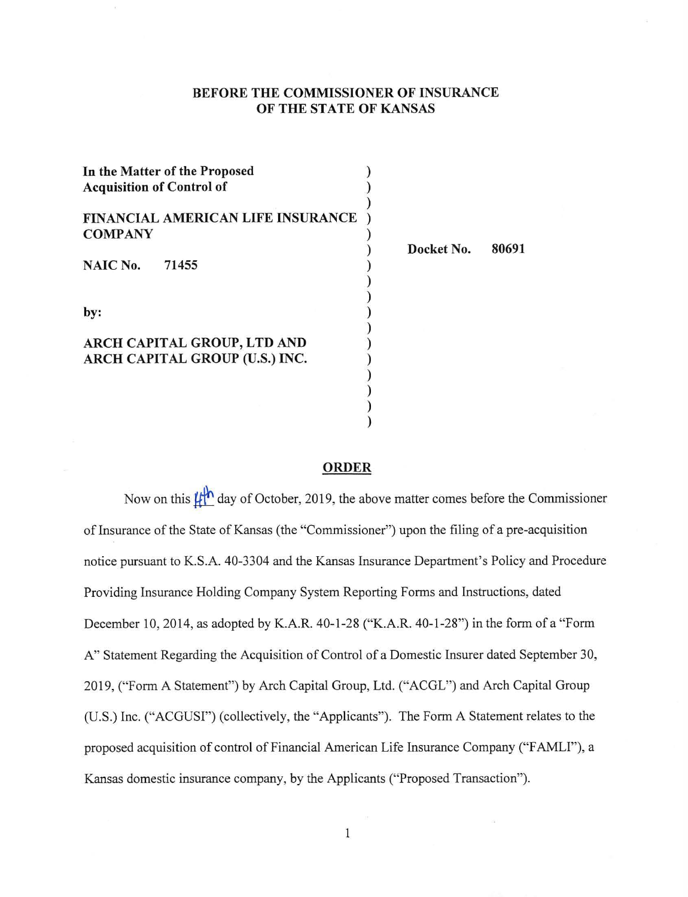**BEFORE THE COMMISSIONER OF INSURANCE**
**OF THE STATE OF KANSAS**

| | | |
|---|---|---|
| **In the Matter of the Proposed Acquisition of Control of** | ) | |
| **FINANCIAL AMERICAN LIFE INSURANCE COMPANY** | ) | **Docket No. 80691** |
| **NAIC No. 71455** | ) | |
| **by:** | ) | |
| **ARCH CAPITAL GROUP, LTD AND ARCH CAPITAL GROUP (U.S.) INC.** | ) | |

## ORDER

Now on this 4th day of October, 2019, the above matter comes before the Commissioner of Insurance of the State of Kansas (the "Commissioner") upon the filing of a pre-acquisition notice pursuant to K.S.A. 40-3304 and the Kansas Insurance Department's Policy and Procedure Providing Insurance Holding Company System Reporting Forms and Instructions, dated December 10, 2014, as adopted by K.A.R. 40-1-28 ("K.A.R. 40-1-28") in the form of a "Form A" Statement Regarding the Acquisition of Control of a Domestic Insurer dated September 30, 2019, ("Form A Statement") by Arch Capital Group, Ltd. ("ACGL") and Arch Capital Group (U.S.) Inc. ("ACGUSI") (collectively, the "Applicants"). The Form A Statement relates to the proposed acquisition of control of Financial American Life Insurance Company ("FAMLI"), a Kansas domestic insurance company, by the Applicants ("Proposed Transaction").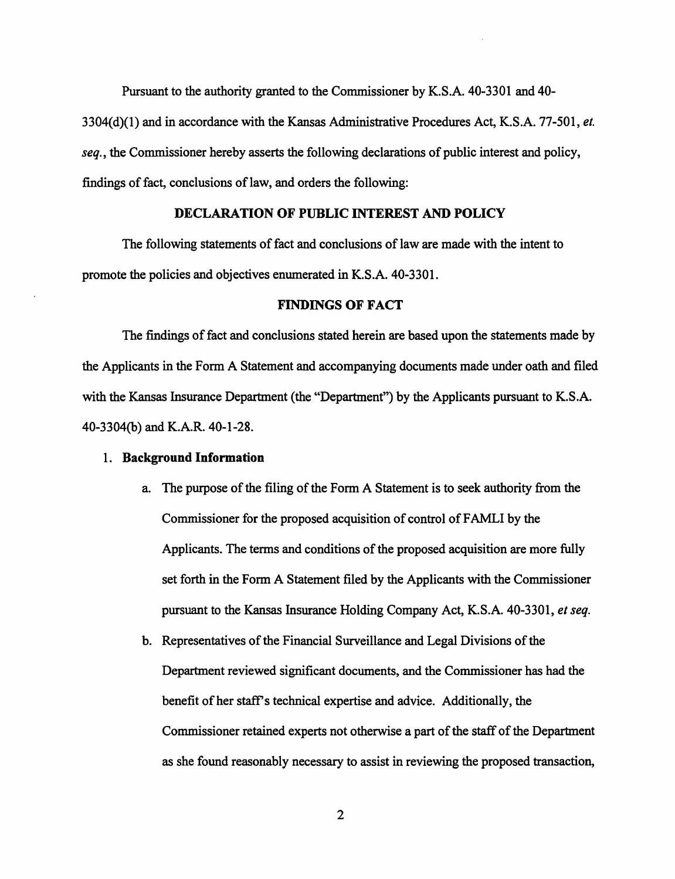Pursuant to the authority granted to the Commissioner by K.S.A. 40-3301 and 40-3304(d)(1) and in accordance with the Kansas Administrative Procedures Act, K.S.A. 77-501, *et. seq.*, the Commissioner hereby asserts the following declarations of public interest and policy, findings of fact, conclusions of law, and orders the following:

## DECLARATION OF PUBLIC INTEREST AND POLICY

The following statements of fact and conclusions of law are made with the intent to promote the policies and objectives enumerated in K.S.A. 40-3301.

## FINDINGS OF FACT

The findings of fact and conclusions stated herein are based upon the statements made by the Applicants in the Form A Statement and accompanying documents made under oath and filed with the Kansas Insurance Department (the "Department") by the Applicants pursuant to K.S.A. 40-3304(b) and K.A.R. 40-1-28.

1. **Background Information**

   a. The purpose of the filing of the Form A Statement is to seek authority from the Commissioner for the proposed acquisition of control of FAMLI by the Applicants. The terms and conditions of the proposed acquisition are more fully set forth in the Form A Statement filed by the Applicants with the Commissioner pursuant to the Kansas Insurance Holding Company Act, K.S.A. 40-3301, *et seq.*

   b. Representatives of the Financial Surveillance and Legal Divisions of the Department reviewed significant documents, and the Commissioner has had the benefit of her staff's technical expertise and advice. Additionally, the Commissioner retained experts not otherwise a part of the staff of the Department as she found reasonably necessary to assist in reviewing the proposed transaction,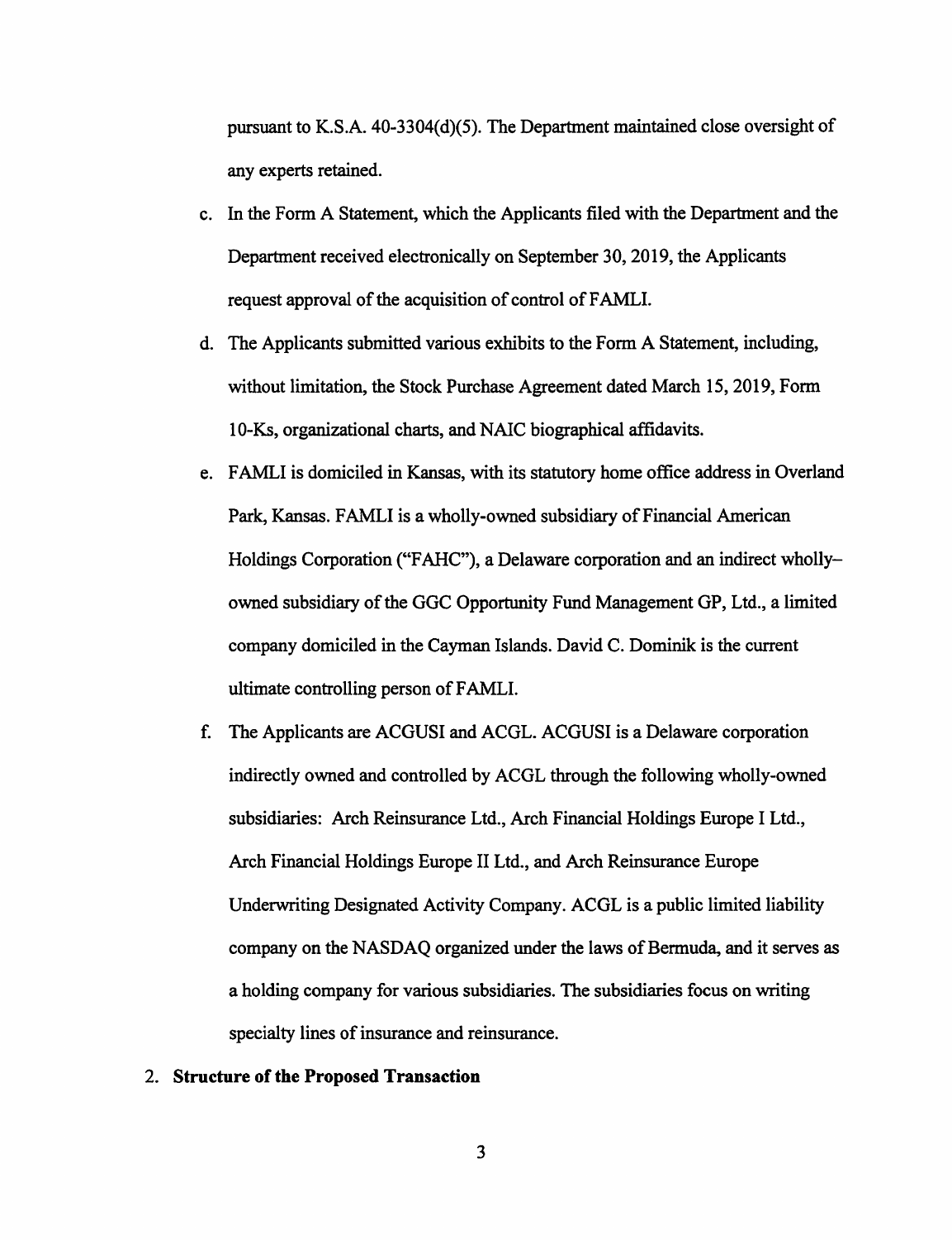pursuant to K.S.A. 40-3304(d)(5). The Department maintained close oversight of any experts retained.

c. In the Form A Statement, which the Applicants filed with the Department and the Department received electronically on September 30, 2019, the Applicants request approval of the acquisition of control of FAMLI.

d. The Applicants submitted various exhibits to the Form A Statement, including, without limitation, the Stock Purchase Agreement dated March 15, 2019, Form 10-Ks, organizational charts, and NAIC biographical affidavits.

e. FAMLI is domiciled in Kansas, with its statutory home office address in Overland Park, Kansas. FAMLI is a wholly-owned subsidiary of Financial American Holdings Corporation ("FAHC"), a Delaware corporation and an indirect wholly–owned subsidiary of the GGC Opportunity Fund Management GP, Ltd., a limited company domiciled in the Cayman Islands. David C. Dominik is the current ultimate controlling person of FAMLI.

f. The Applicants are ACGUSI and ACGL. ACGUSI is a Delaware corporation indirectly owned and controlled by ACGL through the following wholly-owned subsidiaries: Arch Reinsurance Ltd., Arch Financial Holdings Europe I Ltd., Arch Financial Holdings Europe II Ltd., and Arch Reinsurance Europe Underwriting Designated Activity Company. ACGL is a public limited liability company on the NASDAQ organized under the laws of Bermuda, and it serves as a holding company for various subsidiaries. The subsidiaries focus on writing specialty lines of insurance and reinsurance.

2. **Structure of the Proposed Transaction**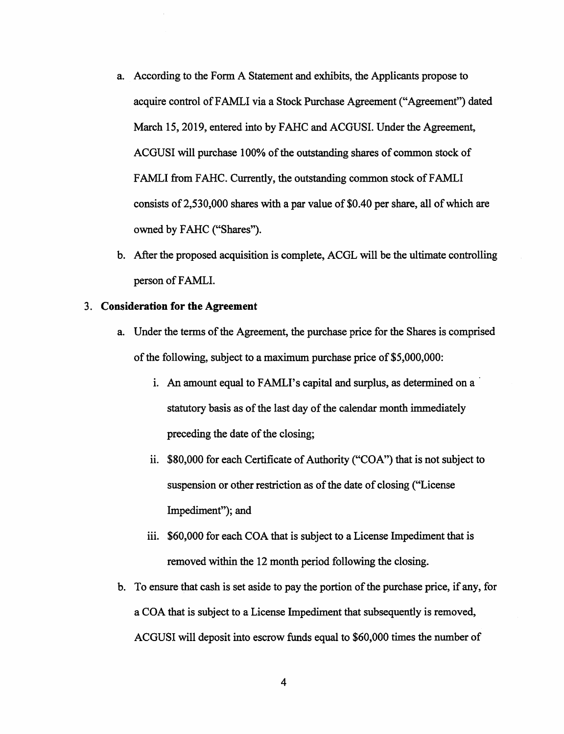a. According to the Form A Statement and exhibits, the Applicants propose to acquire control of FAMLI via a Stock Purchase Agreement ("Agreement") dated March 15, 2019, entered into by FAHC and ACGUSI. Under the Agreement, ACGUSI will purchase 100% of the outstanding shares of common stock of FAMLI from FAHC. Currently, the outstanding common stock of FAMLI consists of 2,530,000 shares with a par value of $0.40 per share, all of which are owned by FAHC ("Shares").

b. After the proposed acquisition is complete, ACGL will be the ultimate controlling person of FAMLI.

3. **Consideration for the Agreement**

   a. Under the terms of the Agreement, the purchase price for the Shares is comprised of the following, subject to a maximum purchase price of $5,000,000:

      i. An amount equal to FAMLI's capital and surplus, as determined on a statutory basis as of the last day of the calendar month immediately preceding the date of the closing;

      ii. $80,000 for each Certificate of Authority ("COA") that is not subject to suspension or other restriction as of the date of closing ("License Impediment"); and

      iii. $60,000 for each COA that is subject to a License Impediment that is removed within the 12 month period following the closing.

   b. To ensure that cash is set aside to pay the portion of the purchase price, if any, for a COA that is subject to a License Impediment that subsequently is removed, ACGUSI will deposit into escrow funds equal to $60,000 times the number of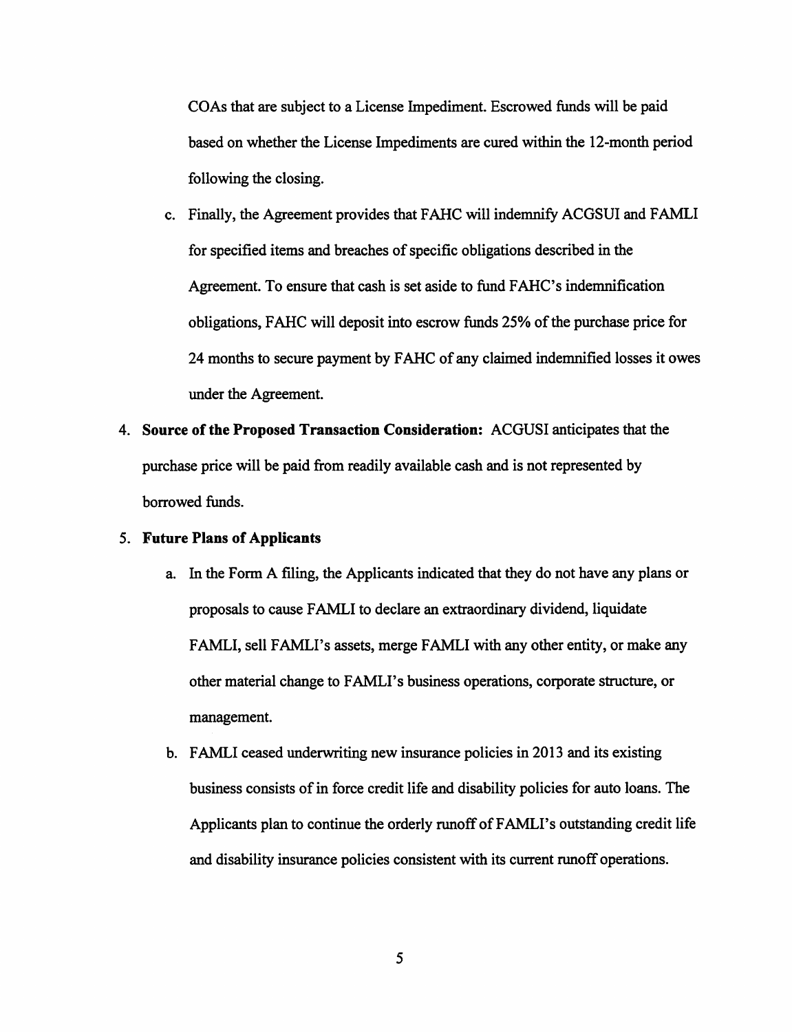COAs that are subject to a License Impediment. Escrowed funds will be paid based on whether the License Impediments are cured within the 12-month period following the closing.

c. Finally, the Agreement provides that FAHC will indemnify ACGSUI and FAMLI for specified items and breaches of specific obligations described in the Agreement. To ensure that cash is set aside to fund FAHC's indemnification obligations, FAHC will deposit into escrow funds 25% of the purchase price for 24 months to secure payment by FAHC of any claimed indemnified losses it owes under the Agreement.

4. **Source of the Proposed Transaction Consideration:** ACGUSI anticipates that the purchase price will be paid from readily available cash and is not represented by borrowed funds.

5. **Future Plans of Applicants**

   a. In the Form A filing, the Applicants indicated that they do not have any plans or proposals to cause FAMLI to declare an extraordinary dividend, liquidate FAMLI, sell FAMLI's assets, merge FAMLI with any other entity, or make any other material change to FAMLI's business operations, corporate structure, or management.

   b. FAMLI ceased underwriting new insurance policies in 2013 and its existing business consists of in force credit life and disability policies for auto loans. The Applicants plan to continue the orderly runoff of FAMLI's outstanding credit life and disability insurance policies consistent with its current runoff operations.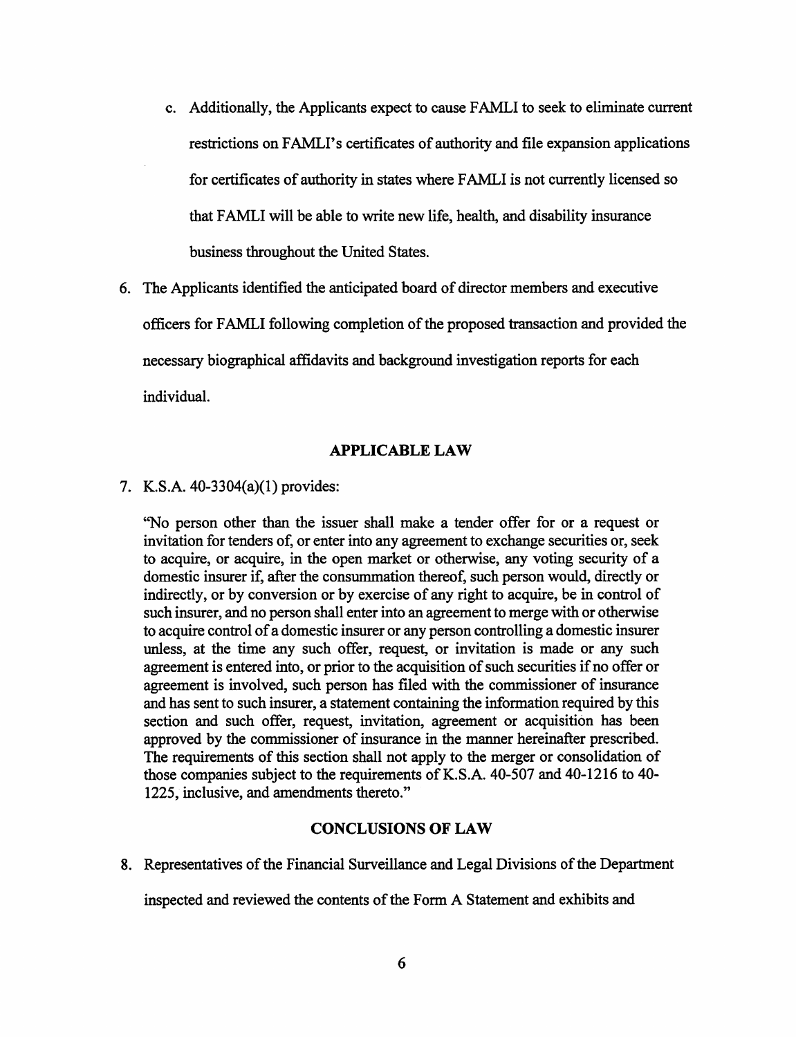c. Additionally, the Applicants expect to cause FAMLI to seek to eliminate current restrictions on FAMLI's certificates of authority and file expansion applications for certificates of authority in states where FAMLI is not currently licensed so that FAMLI will be able to write new life, health, and disability insurance business throughout the United States.

6. The Applicants identified the anticipated board of director members and executive officers for FAMLI following completion of the proposed transaction and provided the necessary biographical affidavits and background investigation reports for each individual.

## APPLICABLE LAW

7. K.S.A. 40-3304(a)(1) provides:

   "No person other than the issuer shall make a tender offer for or a request or invitation for tenders of, or enter into any agreement to exchange securities or, seek to acquire, or acquire, in the open market or otherwise, any voting security of a domestic insurer if, after the consummation thereof, such person would, directly or indirectly, or by conversion or by exercise of any right to acquire, be in control of such insurer, and no person shall enter into an agreement to merge with or otherwise to acquire control of a domestic insurer or any person controlling a domestic insurer unless, at the time any such offer, request, or invitation is made or any such agreement is entered into, or prior to the acquisition of such securities if no offer or agreement is involved, such person has filed with the commissioner of insurance and has sent to such insurer, a statement containing the information required by this section and such offer, request, invitation, agreement or acquisition has been approved by the commissioner of insurance in the manner hereinafter prescribed. The requirements of this section shall not apply to the merger or consolidation of those companies subject to the requirements of K.S.A. 40-507 and 40-1216 to 40-1225, inclusive, and amendments thereto."

## CONCLUSIONS OF LAW

8. Representatives of the Financial Surveillance and Legal Divisions of the Department inspected and reviewed the contents of the Form A Statement and exhibits and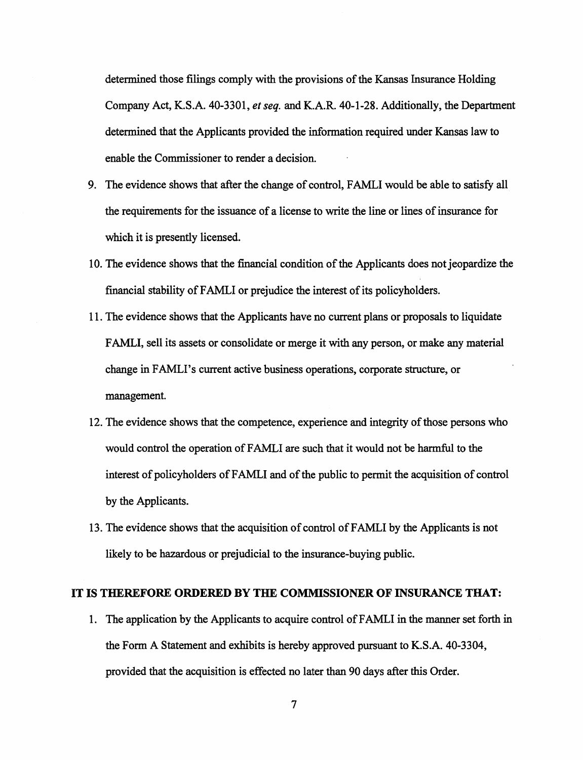determined those filings comply with the provisions of the Kansas Insurance Holding Company Act, K.S.A. 40-3301, *et seq.* and K.A.R. 40-1-28. Additionally, the Department determined that the Applicants provided the information required under Kansas law to enable the Commissioner to render a decision.

9. The evidence shows that after the change of control, FAMLI would be able to satisfy all the requirements for the issuance of a license to write the line or lines of insurance for which it is presently licensed.
10. The evidence shows that the financial condition of the Applicants does not jeopardize the financial stability of FAMLI or prejudice the interest of its policyholders.
11. The evidence shows that the Applicants have no current plans or proposals to liquidate FAMLI, sell its assets or consolidate or merge it with any person, or make any material change in FAMLI's current active business operations, corporate structure, or management.
12. The evidence shows that the competence, experience and integrity of those persons who would control the operation of FAMLI are such that it would not be harmful to the interest of policyholders of FAMLI and of the public to permit the acquisition of control by the Applicants.
13. The evidence shows that the acquisition of control of FAMLI by the Applicants is not likely to be hazardous or prejudicial to the insurance-buying public.

**IT IS THEREFORE ORDERED BY THE COMMISSIONER OF INSURANCE THAT:**

1. The application by the Applicants to acquire control of FAMLI in the manner set forth in the Form A Statement and exhibits is hereby approved pursuant to K.S.A. 40-3304, provided that the acquisition is effected no later than 90 days after this Order.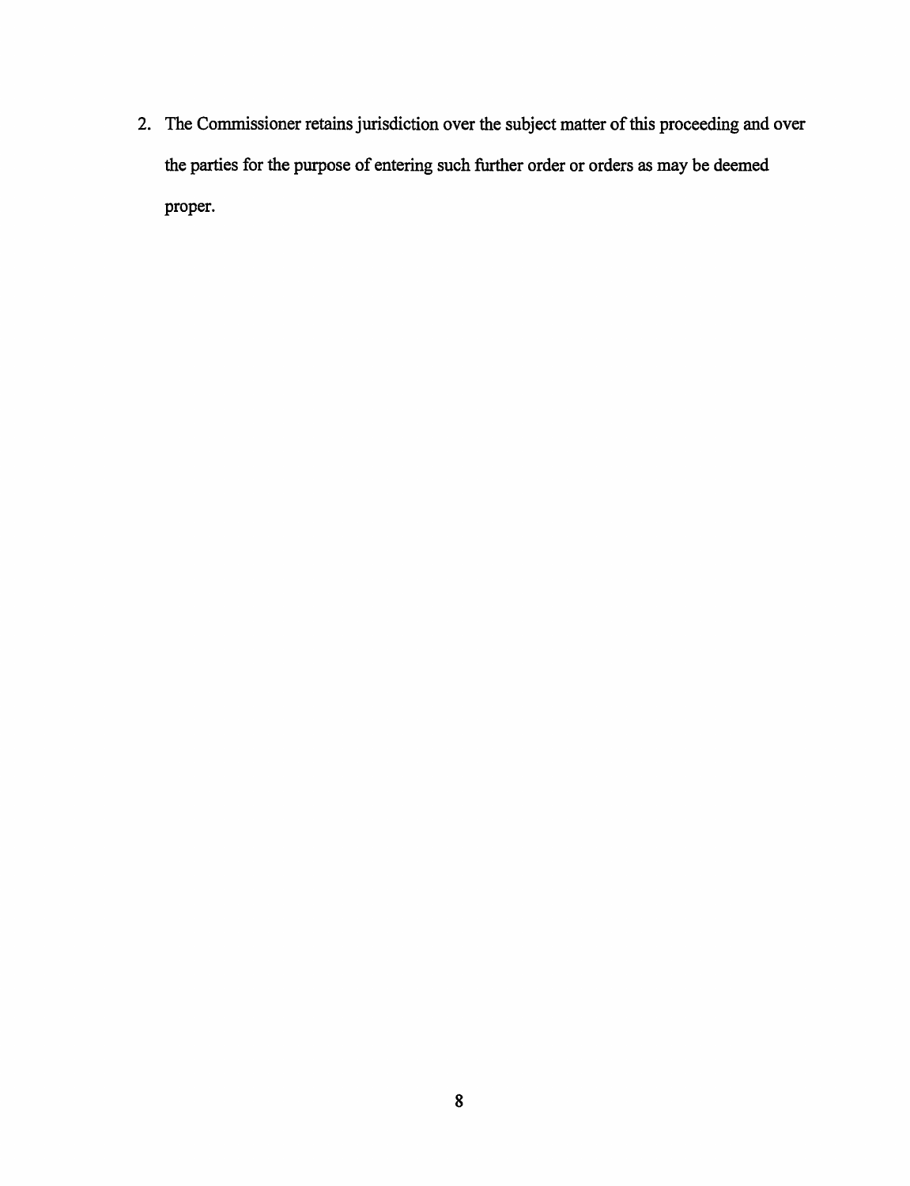2. The Commissioner retains jurisdiction over the subject matter of this proceeding and over the parties for the purpose of entering such further order or orders as may be deemed proper.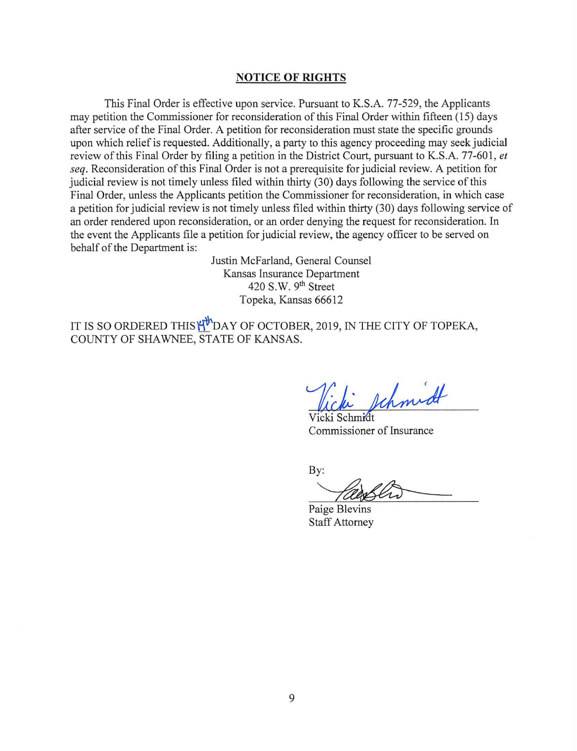## NOTICE OF RIGHTS

This Final Order is effective upon service. Pursuant to K.S.A. 77-529, the Applicants may petition the Commissioner for reconsideration of this Final Order within fifteen (15) days after service of the Final Order. A petition for reconsideration must state the specific grounds upon which relief is requested. Additionally, a party to this agency proceeding may seek judicial review of this Final Order by filing a petition in the District Court, pursuant to K.S.A. 77-601, *et seq*. Reconsideration of this Final Order is not a prerequisite for judicial review. A petition for judicial review is not timely unless filed within thirty (30) days following the service of this Final Order, unless the Applicants petition the Commissioner for reconsideration, in which case a petition for judicial review is not timely unless filed within thirty (30) days following service of an order rendered upon reconsideration, or an order denying the request for reconsideration. In the event the Applicants file a petition for judicial review, the agency officer to be served on behalf of the Department is:

Justin McFarland, General Counsel
Kansas Insurance Department
420 S.W. 9th Street
Topeka, Kansas 66612

IT IS SO ORDERED THIS 14th DAY OF OCTOBER, 2019, IN THE CITY OF TOPEKA, COUNTY OF SHAWNEE, STATE OF KANSAS.

Vicki Schmidt
Commissioner of Insurance

By:

Paige Blevins
Staff Attorney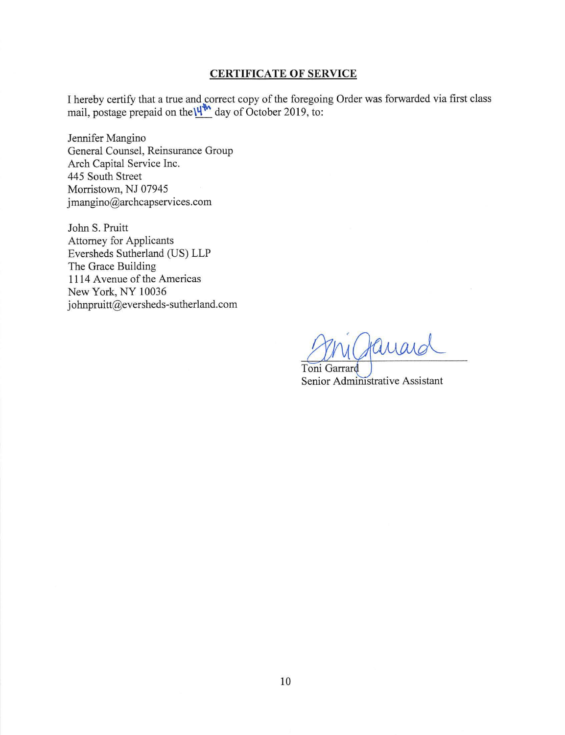## CERTIFICATE OF SERVICE

I hereby certify that a true and correct copy of the foregoing Order was forwarded via first class mail, postage prepaid on the 14th day of October 2019, to:

Jennifer Mangino
General Counsel, Reinsurance Group
Arch Capital Service Inc.
445 South Street
Morristown, NJ 07945
jmangino@archcapservices.com

John S. Pruitt
Attorney for Applicants
Eversheds Sutherland (US) LLP
The Grace Building
1114 Avenue of the Americas
New York, NY 10036
johnpruitt@eversheds-sutherland.com

Toni Garrard
Senior Administrative Assistant